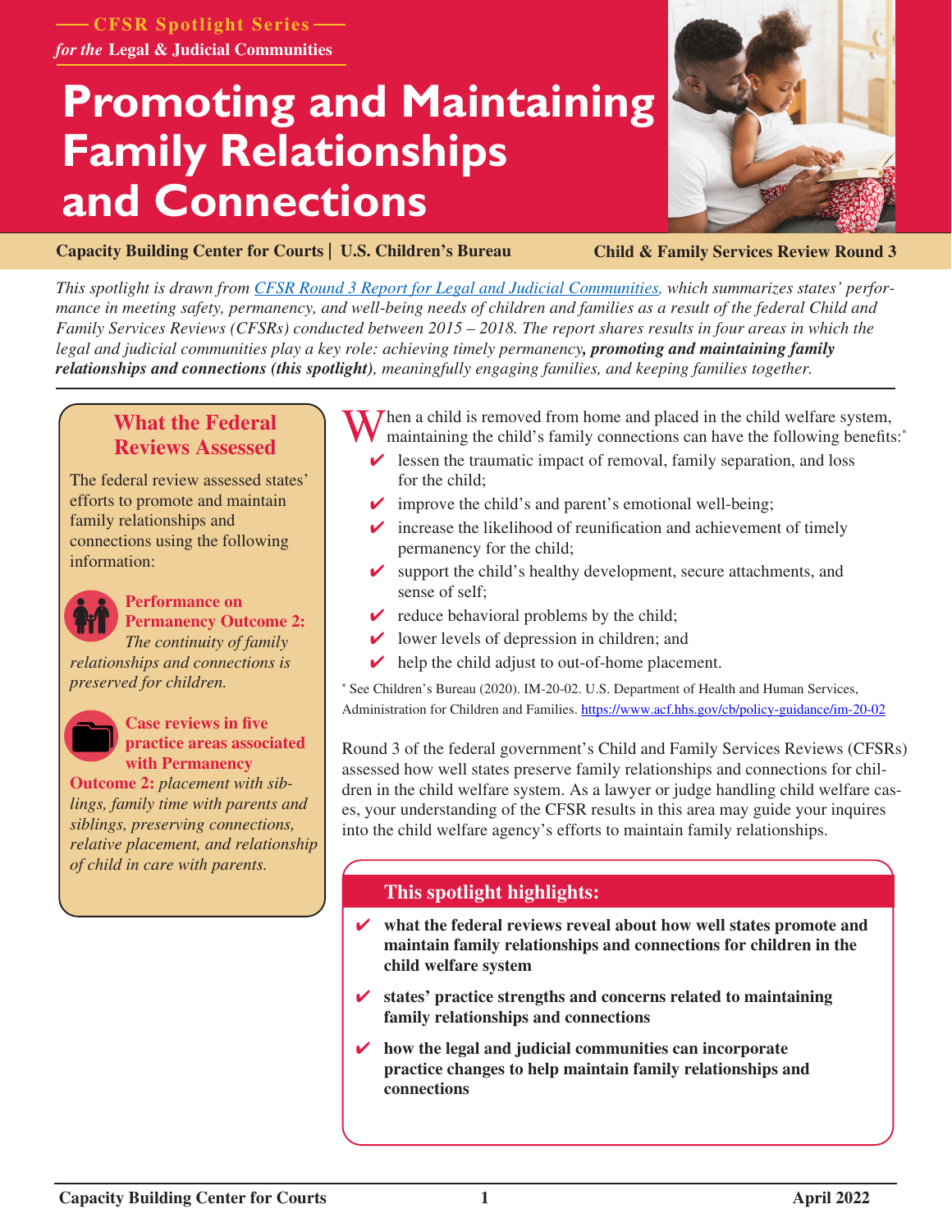CFSR Spotlight Series

*for the* **Legal & Judicial Communities**

# Promoting and Maintaining Family Relationships and Connections

**Capacity Building Center for Courts | U.S. Children's Bureau** **Child & Family Services Review Round 3**

*This spotlight is drawn from [CFSR Round 3 Report for Legal and Judicial Communities](), which summarizes states' performance in meeting safety, permanency, and well-being needs of children and families as a result of the federal Child and Family Services Reviews (CFSRs) conducted between 2015 – 2018. The report shares results in four areas in which the legal and judicial communities play a key role: achieving timely permanency,* ***promoting and maintaining family relationships and connections (this spotlight)****, meaningfully engaging families, and keeping families together.*

When a child is removed from home and placed in the child welfare system, maintaining the child's family connections can have the following benefits:*

- ✔ lessen the traumatic impact of removal, family separation, and loss for the child;
- ✔ improve the child's and parent's emotional well-being;
- ✔ increase the likelihood of reunification and achievement of timely permanency for the child;
- ✔ support the child's healthy development, secure attachments, and sense of self;
- ✔ reduce behavioral problems by the child;
- ✔ lower levels of depression in children; and
- ✔ help the child adjust to out-of-home placement.

\* See Children's Bureau (2020). IM-20-02. U.S. Department of Health and Human Services, Administration for Children and Families. https://www.acf.hhs.gov/cb/policy-guidance/im-20-02

Round 3 of the federal government's Child and Family Services Reviews (CFSRs) assessed how well states preserve family relationships and connections for children in the child welfare system. As a lawyer or judge handling child welfare cases, your understanding of the CFSR results in this area may guide your inquires into the child welfare agency's efforts to maintain family relationships.

## What the Federal Reviews Assessed

The federal review assessed states' efforts to promote and maintain family relationships and connections using the following information:

**Performance on Permanency Outcome 2:** *The continuity of family relationships and connections is preserved for children.*

**Case reviews in five practice areas associated with Permanency Outcome 2:** *placement with siblings, family time with parents and siblings, preserving connections, relative placement, and relationship of child in care with parents.*

## This spotlight highlights:

- ✔ **what the federal reviews reveal about how well states promote and maintain family relationships and connections for children in the child welfare system**
- ✔ **states' practice strengths and concerns related to maintaining family relationships and connections**
- ✔ **how the legal and judicial communities can incorporate practice changes to help maintain family relationships and connections**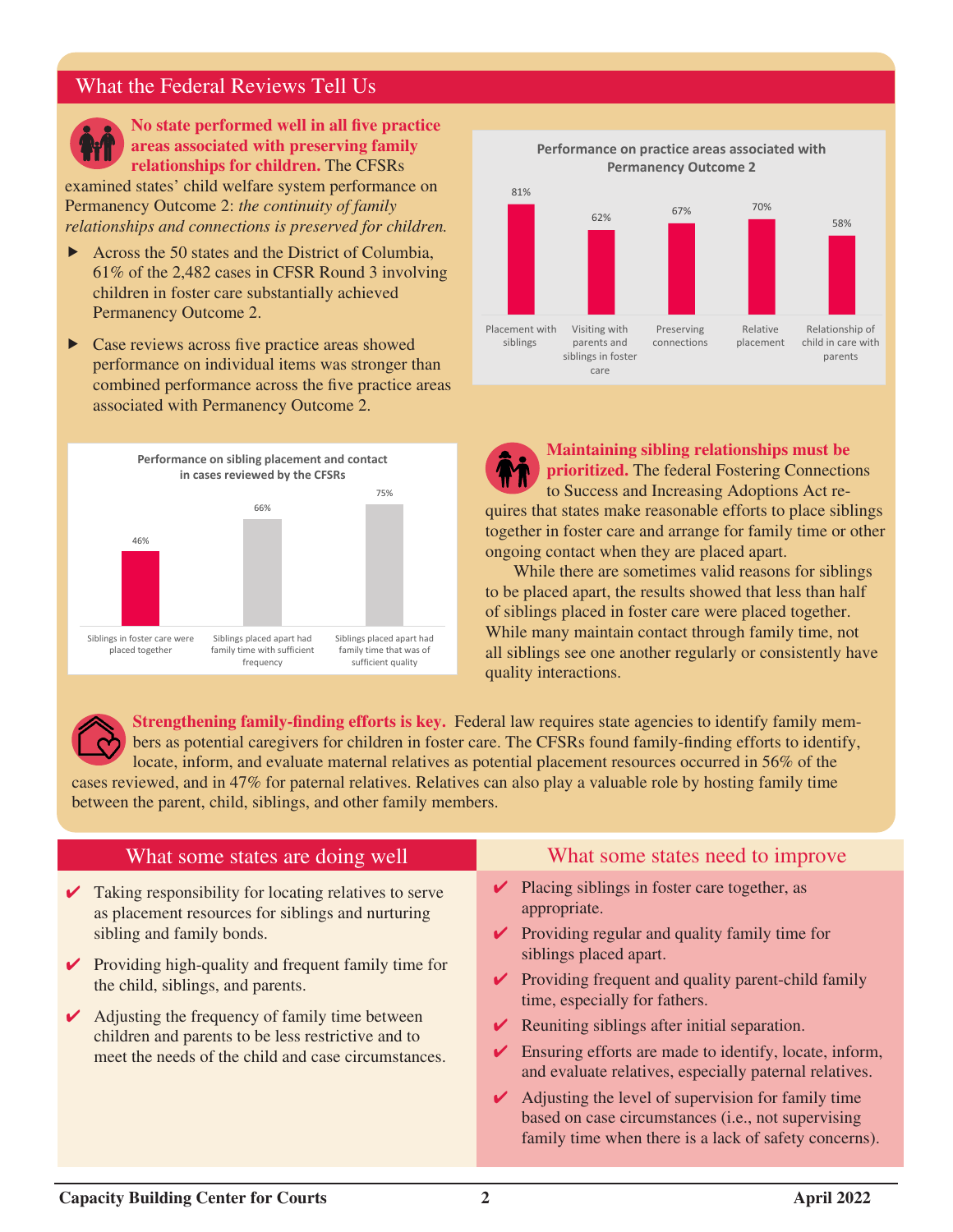## What the Federal Reviews Tell Us

**No state performed well in all five practice areas associated with preserving family relationships for children.** The CFSRs examined states' child welfare system performance on Permanency Outcome 2: *the continuity of family relationships and connections is preserved for children.*

- Across the 50 states and the District of Columbia, 61% of the 2,482 cases in CFSR Round 3 involving children in foster care substantially achieved Permanency Outcome 2.
- Case reviews across five practice areas showed performance on individual items was stronger than combined performance across the five practice areas associated with Permanency Outcome 2.

**Performance on practice areas associated with Permanency Outcome 2**

| Practice area | Performance |
|---|---|
| Placement with siblings | 81% |
| Visiting with parents and siblings in foster care | 62% |
| Preserving connections | 67% |
| Relative placement | 70% |
| Relationship of child in care with parents | 58% |

**Performance on sibling placement and contact in cases reviewed by the CFSRs**

| Measure | Performance |
|---|---|
| Siblings in foster care were placed together | 46% |
| Siblings placed apart had family time with sufficient frequency | 66% |
| Siblings placed apart had family time that was of sufficient quality | 75% |

**Maintaining sibling relationships must be prioritized.** The federal Fostering Connections to Success and Increasing Adoptions Act requires that states make reasonable efforts to place siblings together in foster care and arrange for family time or other ongoing contact when they are placed apart.

While there are sometimes valid reasons for siblings to be placed apart, the results showed that less than half of siblings placed in foster care were placed together. While many maintain contact through family time, not all siblings see one another regularly or consistently have quality interactions.

**Strengthening family-finding efforts is key.** Federal law requires state agencies to identify family members as potential caregivers for children in foster care. The CFSRs found family-finding efforts to identify, locate, inform, and evaluate maternal relatives as potential placement resources occurred in 56% of the cases reviewed, and in 47% for paternal relatives. Relatives can also play a valuable role by hosting family time between the parent, child, siblings, and other family members.

### What some states are doing well

- ✔ Taking responsibility for locating relatives to serve as placement resources for siblings and nurturing sibling and family bonds.
- ✔ Providing high-quality and frequent family time for the child, siblings, and parents.
- ✔ Adjusting the frequency of family time between children and parents to be less restrictive and to meet the needs of the child and case circumstances.

### What some states need to improve

- ✔ Placing siblings in foster care together, as appropriate.
- ✔ Providing regular and quality family time for siblings placed apart.
- ✔ Providing frequent and quality parent-child family time, especially for fathers.
- ✔ Reuniting siblings after initial separation.
- ✔ Ensuring efforts are made to identify, locate, inform, and evaluate relatives, especially paternal relatives.
- ✔ Adjusting the level of supervision for family time based on case circumstances (i.e., not supervising family time when there is a lack of safety concerns).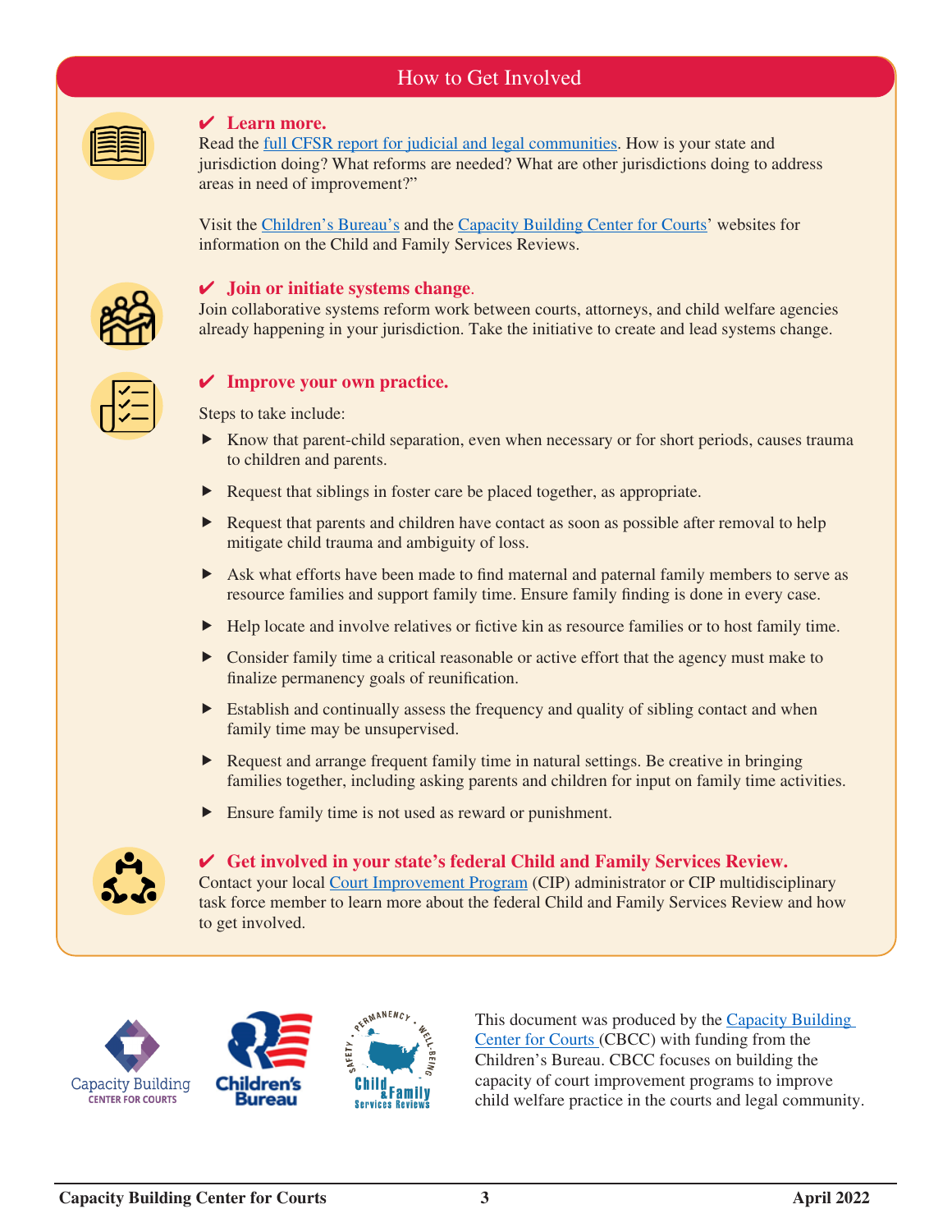## How to Get Involved

✔ **Learn more.**
Read the full CFSR report for judicial and legal communities. How is your state and jurisdiction doing? What reforms are needed? What are other jurisdictions doing to address areas in need of improvement?"

Visit the Children's Bureau's and the Capacity Building Center for Courts' websites for information on the Child and Family Services Reviews.

✔ **Join or initiate systems change.**
Join collaborative systems reform work between courts, attorneys, and child welfare agencies already happening in your jurisdiction. Take the initiative to create and lead systems change.

✔ **Improve your own practice.**

Steps to take include:

- Know that parent-child separation, even when necessary or for short periods, causes trauma to children and parents.
- Request that siblings in foster care be placed together, as appropriate.
- Request that parents and children have contact as soon as possible after removal to help mitigate child trauma and ambiguity of loss.
- Ask what efforts have been made to find maternal and paternal family members to serve as resource families and support family time. Ensure family finding is done in every case.
- Help locate and involve relatives or fictive kin as resource families or to host family time.
- Consider family time a critical reasonable or active effort that the agency must make to finalize permanency goals of reunification.
- Establish and continually assess the frequency and quality of sibling contact and when family time may be unsupervised.
- Request and arrange frequent family time in natural settings. Be creative in bringing families together, including asking parents and children for input on family time activities.
- Ensure family time is not used as reward or punishment.

✔ **Get involved in your state's federal Child and Family Services Review.**
Contact your local Court Improvement Program (CIP) administrator or CIP multidisciplinary task force member to learn more about the federal Child and Family Services Review and how to get involved.

Capacity Building CENTER FOR COURTS

Children's Bureau

SAFETY · PERMANENCY · WELL-BEING Child & Family Services Reviews

This document was produced by the Capacity Building Center for Courts (CBCC) with funding from the Children's Bureau. CBCC focuses on building the capacity of court improvement programs to improve child welfare practice in the courts and legal community.